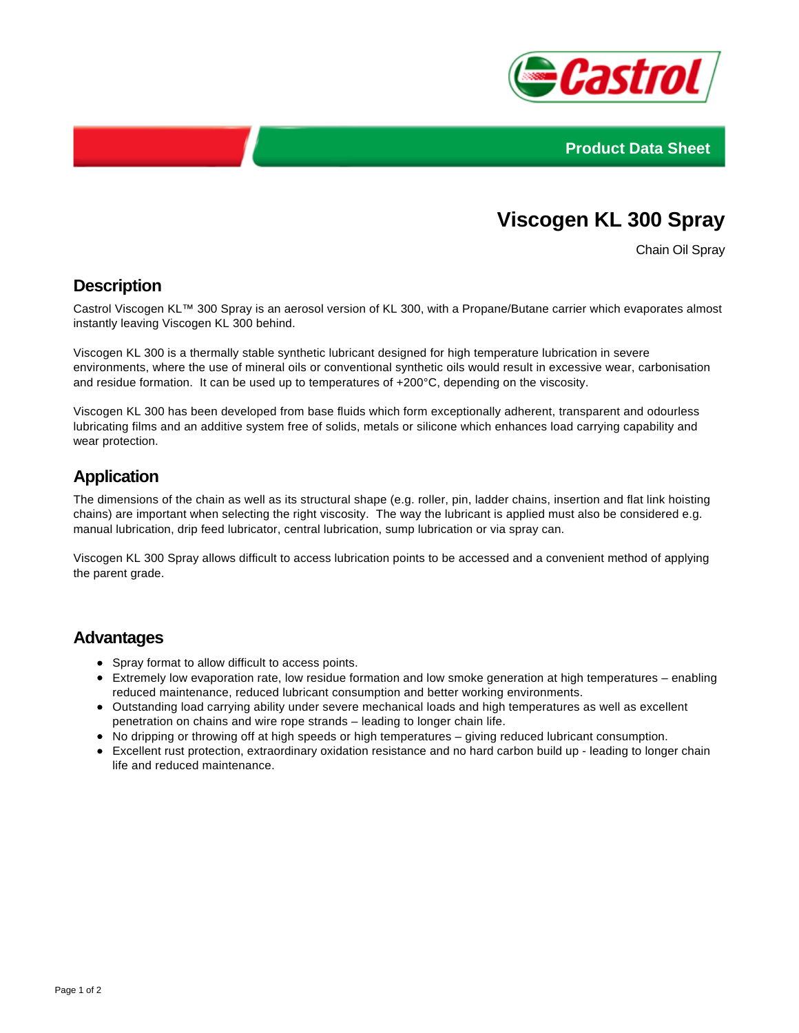Product Data Sheet

# Viscogen KL 300 Spray

Chain Oil Spray

## Description

Castrol Viscogen KL™ 300 Spray is an aerosol version of KL 300, with a Propane/Butane carrier which evaporates almost instantly leaving Viscogen KL 300 behind.

Viscogen KL 300 is a thermally stable synthetic lubricant designed for high temperature lubrication in severe environments, where the use of mineral oils or conventional synthetic oils would result in excessive wear, carbonisation and residue formation. It can be used up to temperatures of +200°C, depending on the viscosity.

Viscogen KL 300 has been developed from base fluids which form exceptionally adherent, transparent and odourless lubricating films and an additive system free of solids, metals or silicone which enhances load carrying capability and wear protection.

## Application

The dimensions of the chain as well as its structural shape (e.g. roller, pin, ladder chains, insertion and flat link hoisting chains) are important when selecting the right viscosity. The way the lubricant is applied must also be considered e.g. manual lubrication, drip feed lubricator, central lubrication, sump lubrication or via spray can.

Viscogen KL 300 Spray allows difficult to access lubrication points to be accessed and a convenient method of applying the parent grade.

## Advantages

- Spray format to allow difficult to access points.
- Extremely low evaporation rate, low residue formation and low smoke generation at high temperatures – enabling reduced maintenance, reduced lubricant consumption and better working environments.
- Outstanding load carrying ability under severe mechanical loads and high temperatures as well as excellent penetration on chains and wire rope strands – leading to longer chain life.
- No dripping or throwing off at high speeds or high temperatures – giving reduced lubricant consumption.
- Excellent rust protection, extraordinary oxidation resistance and no hard carbon build up - leading to longer chain life and reduced maintenance.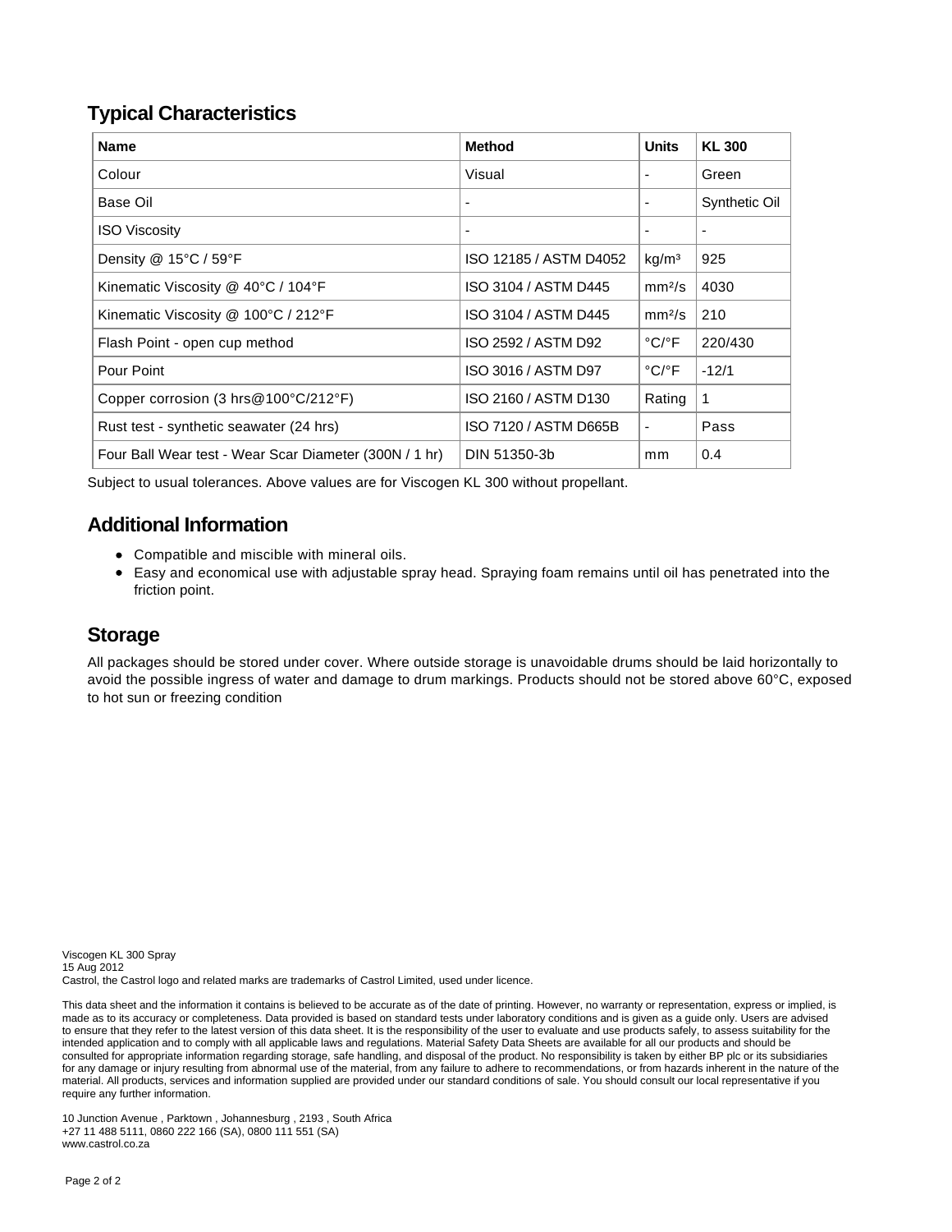## Typical Characteristics

| Name | Method | Units | KL 300 |
|---|---|---|---|
| Colour | Visual | - | Green |
| Base Oil | - | - | Synthetic Oil |
| ISO Viscosity | - | - | - |
| Density @ 15°C / 59°F | ISO 12185 / ASTM D4052 | $kg/m^3$ | 925 |
| Kinematic Viscosity @ 40°C / 104°F | ISO 3104 / ASTM D445 | $mm^2/s$ | 4030 |
| Kinematic Viscosity @ 100°C / 212°F | ISO 3104 / ASTM D445 | $mm^2/s$ | 210 |
| Flash Point - open cup method | ISO 2592 / ASTM D92 | °C/°F | 220/430 |
| Pour Point | ISO 3016 / ASTM D97 | °C/°F | -12/1 |
| Copper corrosion (3 hrs@100°C/212°F) | ISO 2160 / ASTM D130 | Rating | 1 |
| Rust test - synthetic seawater (24 hrs) | ISO 7120 / ASTM D665B | - | Pass |
| Four Ball Wear test - Wear Scar Diameter (300N / 1 hr) | DIN 51350-3b | mm | 0.4 |

Subject to usual tolerances. Above values are for Viscogen KL 300 without propellant.

## Additional Information

- Compatible and miscible with mineral oils.
- Easy and economical use with adjustable spray head. Spraying foam remains until oil has penetrated into the friction point.

## Storage

All packages should be stored under cover. Where outside storage is unavoidable drums should be laid horizontally to avoid the possible ingress of water and damage to drum markings. Products should not be stored above 60°C, exposed to hot sun or freezing condition

Viscogen KL 300 Spray
15 Aug 2012
Castrol, the Castrol logo and related marks are trademarks of Castrol Limited, used under licence.

This data sheet and the information it contains is believed to be accurate as of the date of printing. However, no warranty or representation, express or implied, is made as to its accuracy or completeness. Data provided is based on standard tests under laboratory conditions and is given as a guide only. Users are advised to ensure that they refer to the latest version of this data sheet. It is the responsibility of the user to evaluate and use products safely, to assess suitability for the intended application and to comply with all applicable laws and regulations. Material Safety Data Sheets are available for all our products and should be consulted for appropriate information regarding storage, safe handling, and disposal of the product. No responsibility is taken by either BP plc or its subsidiaries for any damage or injury resulting from abnormal use of the material, from any failure to adhere to recommendations, or from hazards inherent in the nature of the material. All products, services and information supplied are provided under our standard conditions of sale. You should consult our local representative if you require any further information.

10 Junction Avenue , Parktown , Johannesburg , 2193 , South Africa
+27 11 488 5111, 0860 222 166 (SA), 0800 111 551 (SA)
www.castrol.co.za